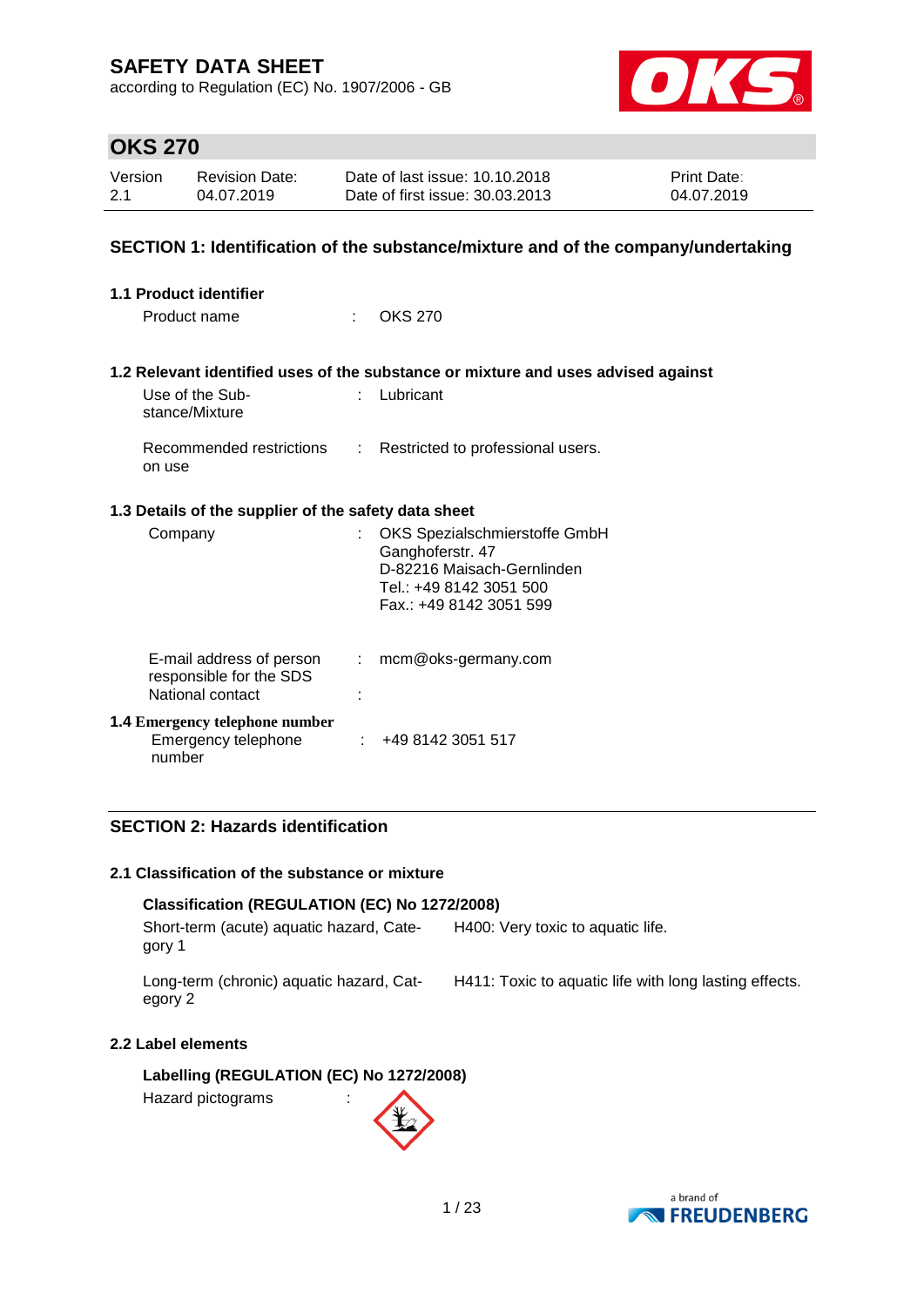# SAFETY DATA SHEET

according to Regulation (EC) No. 1907/2006 - GB

## OKS 270

| Version | Revision Date: | Date of last issue: 10.10.2018 | Print Date: |
|---|---|---|---|
| 2.1 | 04.07.2019 | Date of first issue: 30.03.2013 | 04.07.2019 |

## SECTION 1: Identification of the substance/mixture and of the company/undertaking

### 1.1 Product identifier

Product name : OKS 270

### 1.2 Relevant identified uses of the substance or mixture and uses advised against

Use of the Substance/Mixture : Lubricant

Recommended restrictions on use : Restricted to professional users.

### 1.3 Details of the supplier of the safety data sheet

Company : OKS Spezialschmierstoffe GmbH
Ganghoferstr. 47
D-82216 Maisach-Gernlinden
Tel.: +49 8142 3051 500
Fax.: +49 8142 3051 599

E-mail address of person responsible for the SDS : mcm@oks-germany.com

National contact :

### 1.4 Emergency telephone number

Emergency telephone number : +49 8142 3051 517

## SECTION 2: Hazards identification

### 2.1 Classification of the substance or mixture

**Classification (REGULATION (EC) No 1272/2008)**

| | |
|---|---|
| Short-term (acute) aquatic hazard, Category 1 | H400: Very toxic to aquatic life. |
| Long-term (chronic) aquatic hazard, Category 2 | H411: Toxic to aquatic life with long lasting effects. |

### 2.2 Label elements

**Labelling (REGULATION (EC) No 1272/2008)**

Hazard pictograms :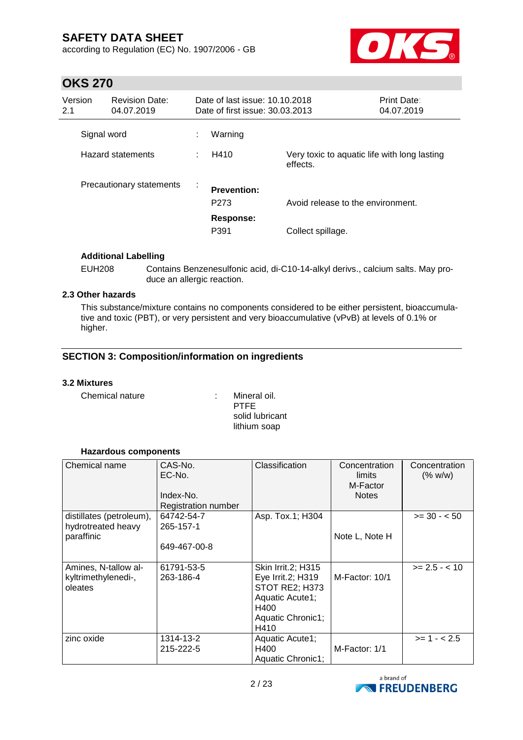| Version 2.1 | Revision Date: 04.07.2019 | Date of last issue: 10.10.2018<br>Date of first issue: 30.03.2013 | Print Date: 04.07.2019 |
|---|---|---|---|

Signal word : Warning

Hazard statements : H410 Very toxic to aquatic life with long lasting effects.

Precautionary statements :

**Prevention:**

P273 Avoid release to the environment.

**Response:**

P391 Collect spillage.

**Additional Labelling**

EUH208 Contains Benzenesulfonic acid, di-C10-14-alkyl derivs., calcium salts. May produce an allergic reaction.

### 2.3 Other hazards

This substance/mixture contains no components considered to be either persistent, bioaccumulative and toxic (PBT), or very persistent and very bioaccumulative (vPvB) at levels of 0.1% or higher.

## SECTION 3: Composition/information on ingredients

### 3.2 Mixtures

Chemical nature : Mineral oil.
PTFE
solid lubricant
lithium soap

**Hazardous components**

| Chemical name | CAS-No.<br>EC-No.<br><br>Index-No.<br>Registration number | Classification | Concentration limits<br>M-Factor<br>Notes | Concentration (% w/w) |
|---|---|---|---|---|
| distillates (petroleum), hydrotreated heavy paraffinic | 64742-54-7<br>265-157-1<br><br>649-467-00-8 | Asp. Tox.1; H304 | Note L, Note H | >= 30 - < 50 |
| Amines, N-tallow alkyltrimethylenedi-, oleates | 61791-53-5<br>263-186-4 | Skin Irrit.2; H315<br>Eye Irrit.2; H319<br>STOT RE2; H373<br>Aquatic Acute1; H400<br>Aquatic Chronic1; H410 | M-Factor: 10/1 | >= 2.5 - < 10 |
| zinc oxide | 1314-13-2<br>215-222-5 | Aquatic Acute1; H400<br>Aquatic Chronic1; | M-Factor: 1/1 | >= 1 - < 2.5 |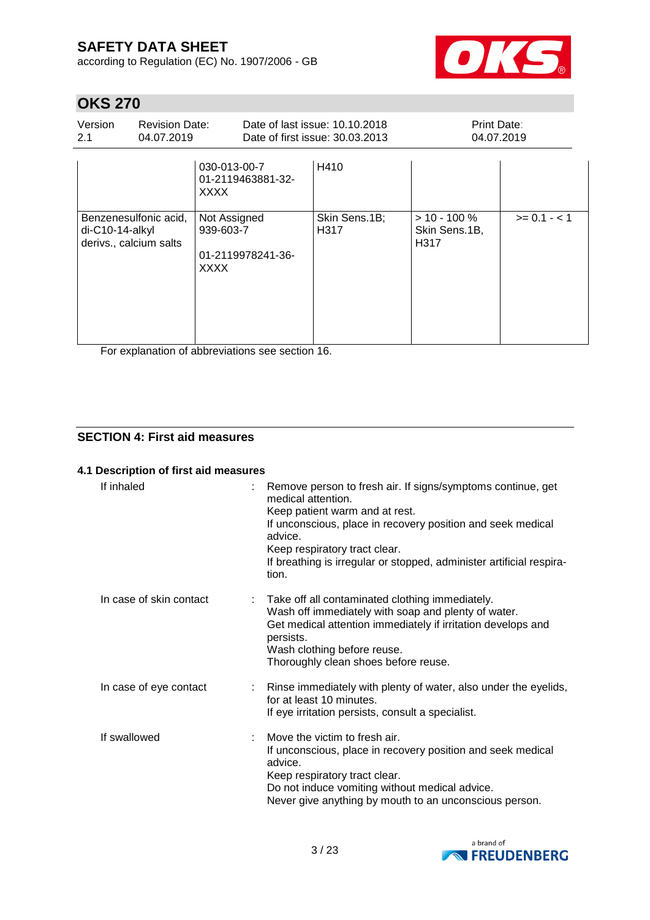| | | | | |
|---|---|---|---|---|
| | 030-013-00-7<br>01-2119463881-32-XXXX | H410 | | |
| Benzenesulfonic acid, di-C10-14-alkyl derivs., calcium salts | Not Assigned<br>939-603-7<br><br>01-2119978241-36-XXXX | Skin Sens.1B; H317 | > 10 - 100 %<br>Skin Sens.1B, H317 | >= 0.1 - < 1 |

For explanation of abbreviations see section 16.

## SECTION 4: First aid measures

### 4.1 Description of first aid measures

**If inhaled** : Remove person to fresh air. If signs/symptoms continue, get medical attention.
Keep patient warm and at rest.
If unconscious, place in recovery position and seek medical advice.
Keep respiratory tract clear.
If breathing is irregular or stopped, administer artificial respiration.

**In case of skin contact** : Take off all contaminated clothing immediately.
Wash off immediately with soap and plenty of water.
Get medical attention immediately if irritation develops and persists.
Wash clothing before reuse.
Thoroughly clean shoes before reuse.

**In case of eye contact** : Rinse immediately with plenty of water, also under the eyelids, for at least 10 minutes.
If eye irritation persists, consult a specialist.

**If swallowed** : Move the victim to fresh air.
If unconscious, place in recovery position and seek medical advice.
Keep respiratory tract clear.
Do not induce vomiting without medical advice.
Never give anything by mouth to an unconscious person.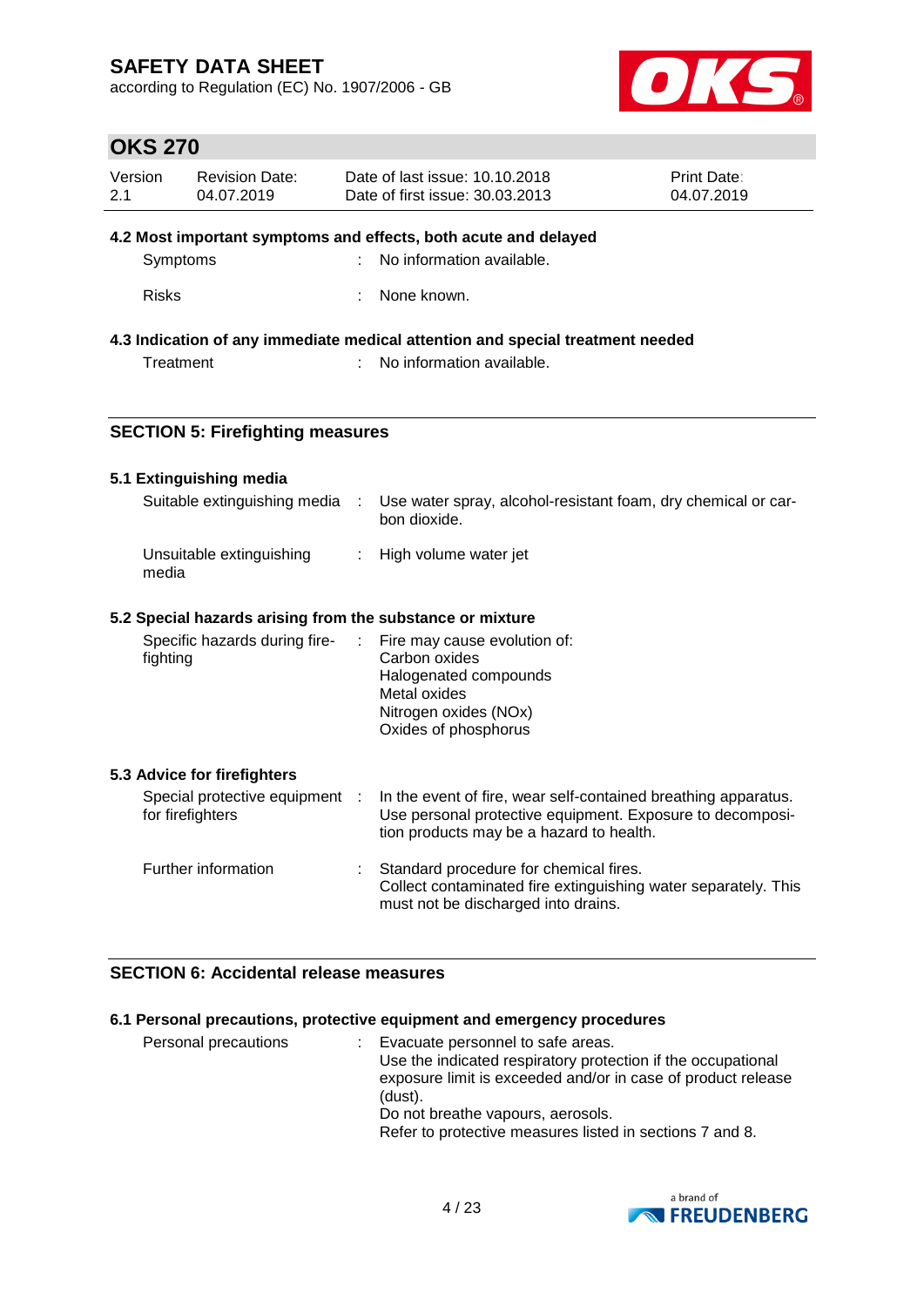### 4.2 Most important symptoms and effects, both acute and delayed

| | | |
|---|---|---|
| Symptoms | : | No information available. |
| Risks | : | None known. |

### 4.3 Indication of any immediate medical attention and special treatment needed

| | | |
|---|---|---|
| Treatment | : | No information available. |

## SECTION 5: Firefighting measures

### 5.1 Extinguishing media

| | | |
|---|---|---|
| Suitable extinguishing media | : | Use water spray, alcohol-resistant foam, dry chemical or carbon dioxide. |
| Unsuitable extinguishing media | : | High volume water jet |

### 5.2 Special hazards arising from the substance or mixture

| | | |
|---|---|---|
| Specific hazards during firefighting | : | Fire may cause evolution of:<br>Carbon oxides<br>Halogenated compounds<br>Metal oxides<br>Nitrogen oxides (NOx)<br>Oxides of phosphorus |

### 5.3 Advice for firefighters

| | | |
|---|---|---|
| Special protective equipment for firefighters | : | In the event of fire, wear self-contained breathing apparatus. Use personal protective equipment. Exposure to decomposition products may be a hazard to health. |
| Further information | : | Standard procedure for chemical fires.<br>Collect contaminated fire extinguishing water separately. This must not be discharged into drains. |

## SECTION 6: Accidental release measures

### 6.1 Personal precautions, protective equipment and emergency procedures

| | | |
|---|---|---|
| Personal precautions | : | Evacuate personnel to safe areas.<br>Use the indicated respiratory protection if the occupational exposure limit is exceeded and/or in case of product release (dust).<br>Do not breathe vapours, aerosols.<br>Refer to protective measures listed in sections 7 and 8. |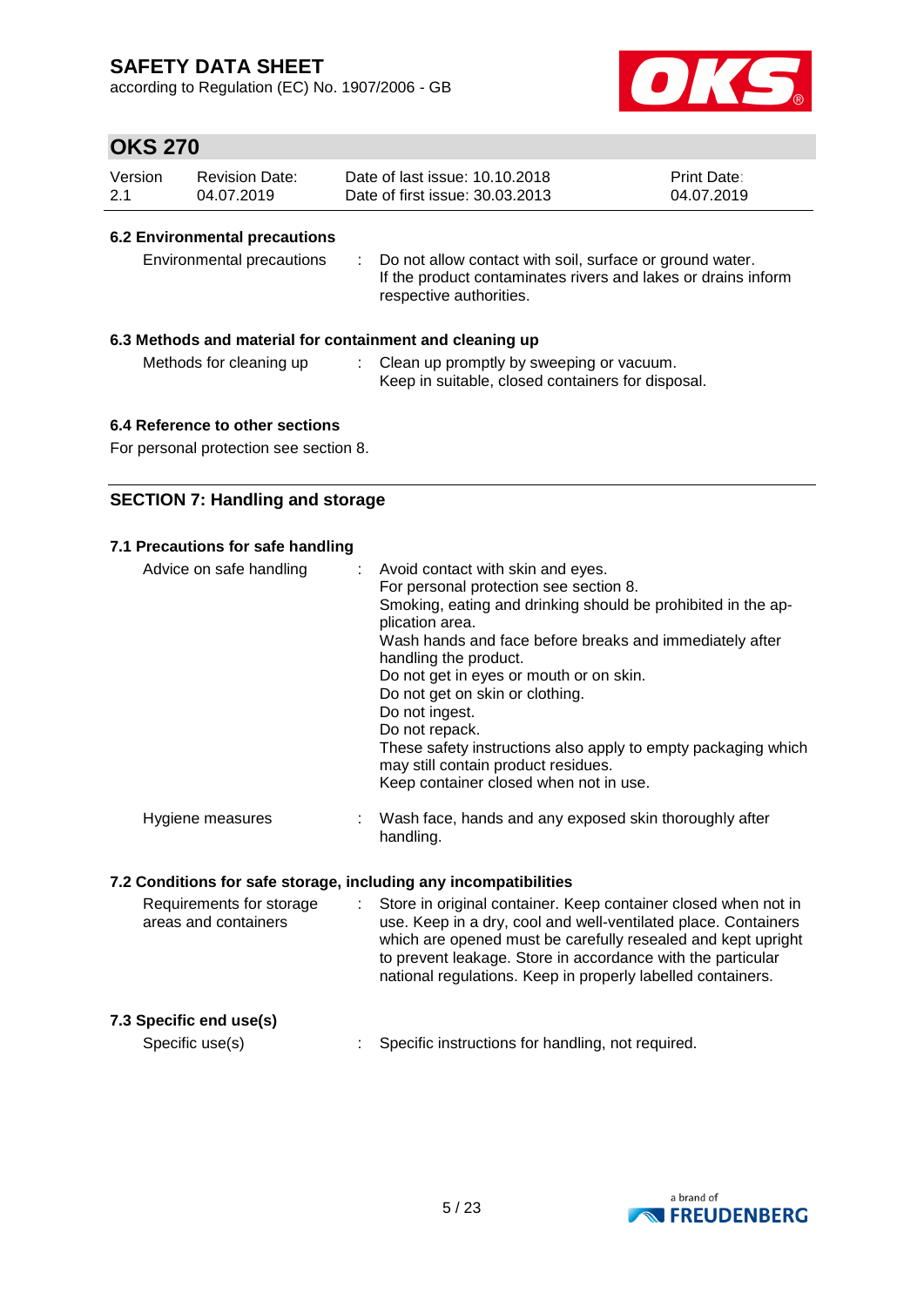### 6.2 Environmental precautions

| | |
|---|---|
| Environmental precautions | : Do not allow contact with soil, surface or ground water. If the product contaminates rivers and lakes or drains inform respective authorities. |

### 6.3 Methods and material for containment and cleaning up

| | |
|---|---|
| Methods for cleaning up | : Clean up promptly by sweeping or vacuum. Keep in suitable, closed containers for disposal. |

### 6.4 Reference to other sections

For personal protection see section 8.

## SECTION 7: Handling and storage

### 7.1 Precautions for safe handling

| | |
|---|---|
| Advice on safe handling | : Avoid contact with skin and eyes.<br>For personal protection see section 8.<br>Smoking, eating and drinking should be prohibited in the application area.<br>Wash hands and face before breaks and immediately after handling the product.<br>Do not get in eyes or mouth or on skin.<br>Do not get on skin or clothing.<br>Do not ingest.<br>Do not repack.<br>These safety instructions also apply to empty packaging which may still contain product residues.<br>Keep container closed when not in use. |
| Hygiene measures | : Wash face, hands and any exposed skin thoroughly after handling. |

### 7.2 Conditions for safe storage, including any incompatibilities

| | |
|---|---|
| Requirements for storage areas and containers | : Store in original container. Keep container closed when not in use. Keep in a dry, cool and well-ventilated place. Containers which are opened must be carefully resealed and kept upright to prevent leakage. Store in accordance with the particular national regulations. Keep in properly labelled containers. |

### 7.3 Specific end use(s)

| | |
|---|---|
| Specific use(s) | : Specific instructions for handling, not required. |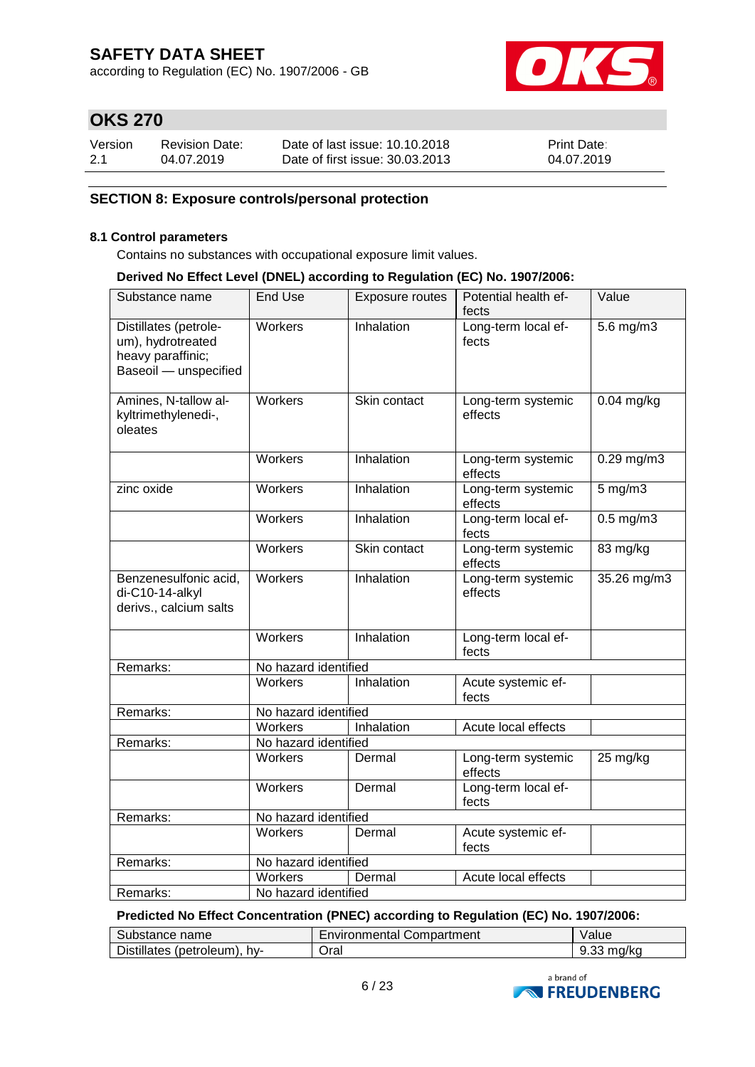## SECTION 8: Exposure controls/personal protection

### 8.1 Control parameters

Contains no substances with occupational exposure limit values.

**Derived No Effect Level (DNEL) according to Regulation (EC) No. 1907/2006:**

| Substance name | End Use | Exposure routes | Potential health effects | Value |
|---|---|---|---|---|
| Distillates (petroleum), hydrotreated heavy paraffinic; Baseoil — unspecified | Workers | Inhalation | Long-term local effects | 5.6 mg/m3 |
| Amines, N-tallow alkyltrimethylenedi-, oleates | Workers | Skin contact | Long-term systemic effects | 0.04 mg/kg |
| | Workers | Inhalation | Long-term systemic effects | 0.29 mg/m3 |
| zinc oxide | Workers | Inhalation | Long-term systemic effects | 5 mg/m3 |
| | Workers | Inhalation | Long-term local effects | 0.5 mg/m3 |
| | Workers | Skin contact | Long-term systemic effects | 83 mg/kg |
| Benzenesulfonic acid, di-C10-14-alkyl derivs., calcium salts | Workers | Inhalation | Long-term systemic effects | 35.26 mg/m3 |
| | Workers | Inhalation | Long-term local effects | |
| Remarks: | No hazard identified | | | |
| | Workers | Inhalation | Acute systemic effects | |
| Remarks: | No hazard identified | | | |
| | Workers | Inhalation | Acute local effects | |
| Remarks: | No hazard identified | | | |
| | Workers | Dermal | Long-term systemic effects | 25 mg/kg |
| | Workers | Dermal | Long-term local effects | |
| Remarks: | No hazard identified | | | |
| | Workers | Dermal | Acute systemic effects | |
| Remarks: | No hazard identified | | | |
| | Workers | Dermal | Acute local effects | |
| Remarks: | No hazard identified | | | |

**Predicted No Effect Concentration (PNEC) according to Regulation (EC) No. 1907/2006:**

| Substance name | Environmental Compartment | Value |
|---|---|---|
| Distillates (petroleum), hy- | Oral | 9.33 mg/kg |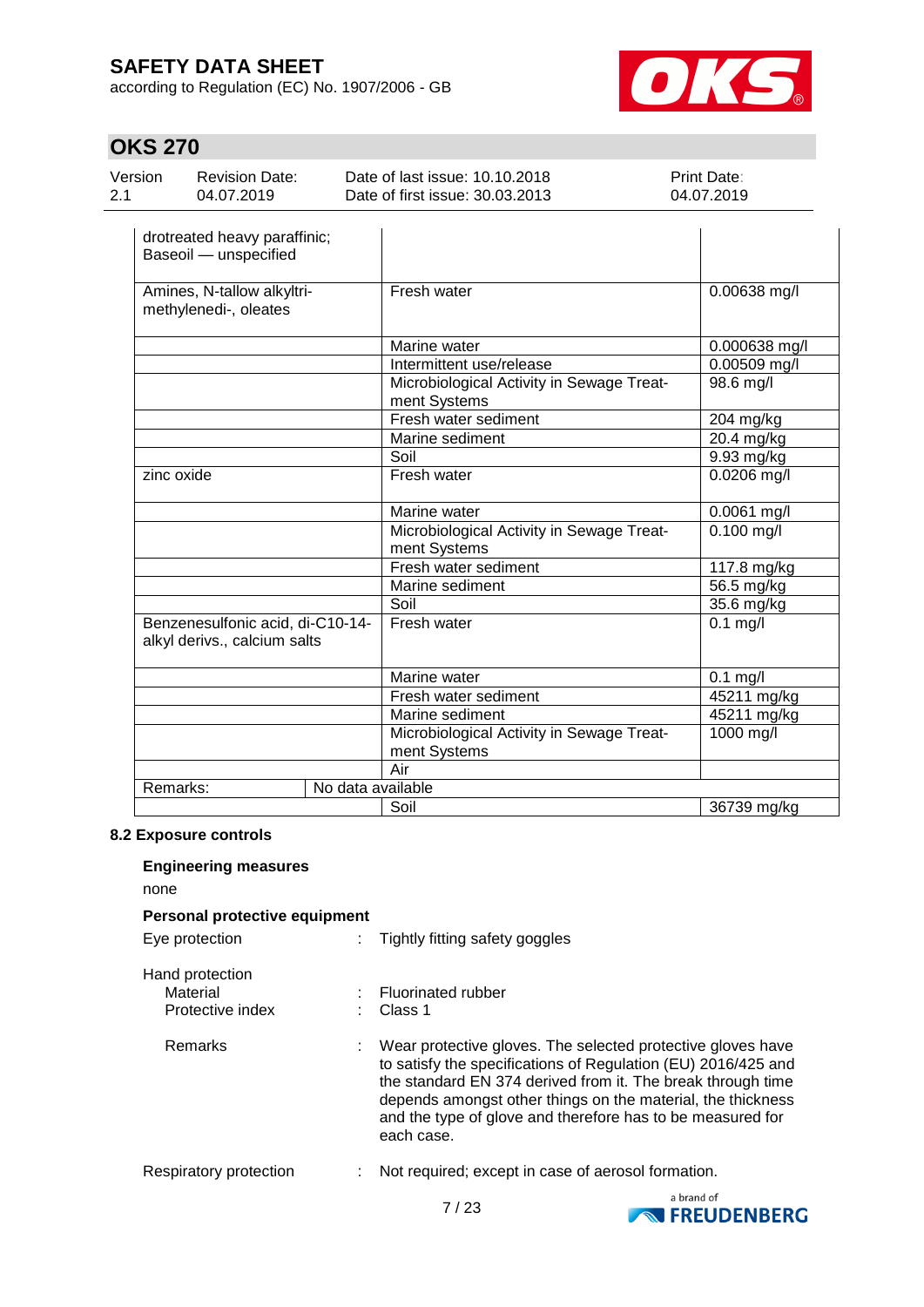| Substance name | Environmental Compartment | Value |
|---|---|---|
| drotreated heavy paraffinic; Baseoil — unspecified | | |
| Amines, N-tallow alkyltri-methylenedi-, oleates | Fresh water | 0.00638 mg/l |
| | Marine water | 0.000638 mg/l |
| | Intermittent use/release | 0.00509 mg/l |
| | Microbiological Activity in Sewage Treatment Systems | 98.6 mg/l |
| | Fresh water sediment | 204 mg/kg |
| | Marine sediment | 20.4 mg/kg |
| | Soil | 9.93 mg/kg |
| zinc oxide | Fresh water | 0.0206 mg/l |
| | Marine water | 0.0061 mg/l |
| | Microbiological Activity in Sewage Treatment Systems | 0.100 mg/l |
| | Fresh water sediment | 117.8 mg/kg |
| | Marine sediment | 56.5 mg/kg |
| | Soil | 35.6 mg/kg |
| Benzenesulfonic acid, di-C10-14-alkyl derivs., calcium salts | Fresh water | 0.1 mg/l |
| | Marine water | 0.1 mg/l |
| | Fresh water sediment | 45211 mg/kg |
| | Marine sediment | 45211 mg/kg |
| | Microbiological Activity in Sewage Treatment Systems | 1000 mg/l |
| | Air | |
| Remarks: | No data available | |
| | Soil | 36739 mg/kg |

### 8.2 Exposure controls

**Engineering measures**

none

**Personal protective equipment**

Eye protection : Tightly fitting safety goggles

Hand protection

Material : Fluorinated rubber

Protective index : Class 1

Remarks : Wear protective gloves. The selected protective gloves have to satisfy the specifications of Regulation (EU) 2016/425 and the standard EN 374 derived from it. The break through time depends amongst other things on the material, the thickness and the type of glove and therefore has to be measured for each case.

Respiratory protection : Not required; except in case of aerosol formation.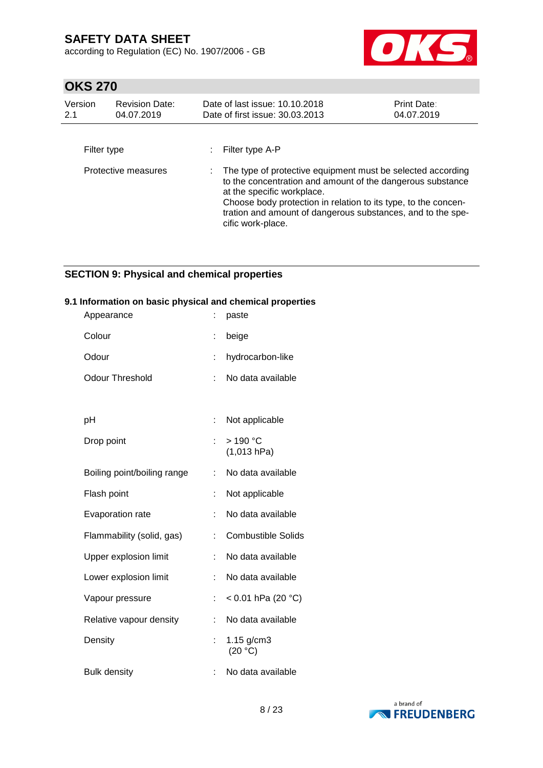| | | |
|---|---|---|
| Filter type | : | Filter type A-P |
| Protective measures | : | The type of protective equipment must be selected according to the concentration and amount of the dangerous substance at the specific workplace.<br>Choose body protection in relation to its type, to the concentration and amount of dangerous substances, and to the specific work-place. |

## SECTION 9: Physical and chemical properties

### 9.1 Information on basic physical and chemical properties

| | | |
|---|---|---|
| Appearance | : | paste |
| Colour | : | beige |
| Odour | : | hydrocarbon-like |
| Odour Threshold | : | No data available |
| pH | : | Not applicable |
| Drop point | : | > 190 °C<br>(1,013 hPa) |
| Boiling point/boiling range | : | No data available |
| Flash point | : | Not applicable |
| Evaporation rate | : | No data available |
| Flammability (solid, gas) | : | Combustible Solids |
| Upper explosion limit | : | No data available |
| Lower explosion limit | : | No data available |
| Vapour pressure | : | < 0.01 hPa (20 °C) |
| Relative vapour density | : | No data available |
| Density | : | 1.15 g/cm3<br>(20 °C) |
| Bulk density | : | No data available |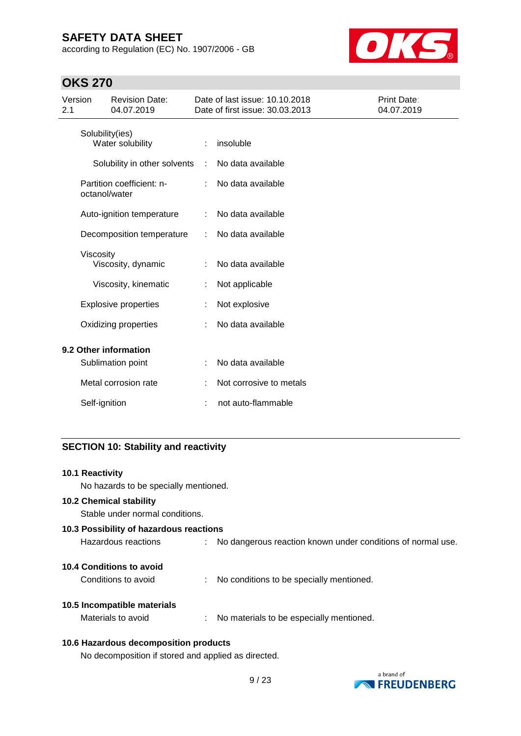| | | |
|---|---|---|
| Solubility(ies) | | |
| Water solubility | : | insoluble |
| Solubility in other solvents | : | No data available |
| Partition coefficient: n-octanol/water | : | No data available |
| Auto-ignition temperature | : | No data available |
| Decomposition temperature | : | No data available |
| Viscosity | | |
| Viscosity, dynamic | : | No data available |
| Viscosity, kinematic | : | Not applicable |
| Explosive properties | : | Not explosive |
| Oxidizing properties | : | No data available |

**9.2 Other information**

| | | |
|---|---|---|
| Sublimation point | : | No data available |
| Metal corrosion rate | : | Not corrosive to metals |
| Self-ignition | : | not auto-flammable |

## SECTION 10: Stability and reactivity

**10.1 Reactivity**

No hazards to be specially mentioned.

**10.2 Chemical stability**

Stable under normal conditions.

**10.3 Possibility of hazardous reactions**

Hazardous reactions : No dangerous reaction known under conditions of normal use.

**10.4 Conditions to avoid**

Conditions to avoid : No conditions to be specially mentioned.

**10.5 Incompatible materials**

Materials to avoid : No materials to be especially mentioned.

**10.6 Hazardous decomposition products**

No decomposition if stored and applied as directed.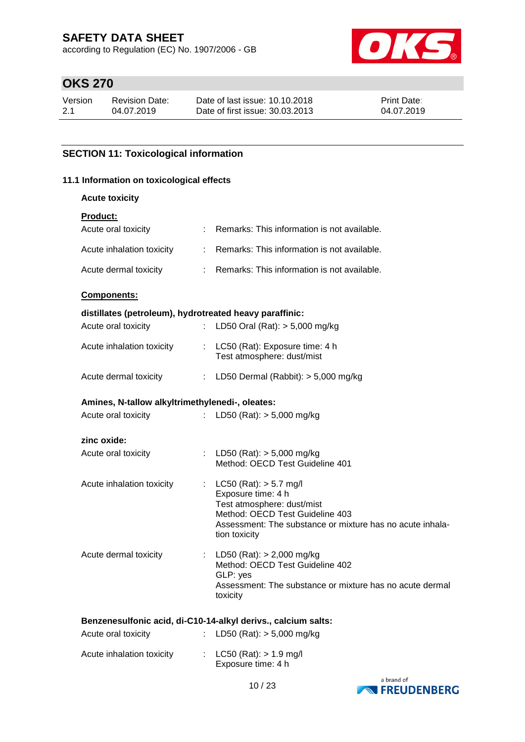## SECTION 11: Toxicological information

### 11.1 Information on toxicological effects

**Acute toxicity**

**Product:**

| | | |
|---|---|---|
| Acute oral toxicity | : | Remarks: This information is not available. |
| Acute inhalation toxicity | : | Remarks: This information is not available. |
| Acute dermal toxicity | : | Remarks: This information is not available. |

**Components:**

**distillates (petroleum), hydrotreated heavy paraffinic:**

| | | |
|---|---|---|
| Acute oral toxicity | : | LD50 Oral (Rat): > 5,000 mg/kg |
| Acute inhalation toxicity | : | LC50 (Rat): Exposure time: 4 h<br>Test atmosphere: dust/mist |
| Acute dermal toxicity | : | LD50 Dermal (Rabbit): > 5,000 mg/kg |

**Amines, N-tallow alkyltrimethylenedi-, oleates:**

| | | |
|---|---|---|
| Acute oral toxicity | : | LD50 (Rat): > 5,000 mg/kg |

**zinc oxide:**

| | | |
|---|---|---|
| Acute oral toxicity | : | LD50 (Rat): > 5,000 mg/kg<br>Method: OECD Test Guideline 401 |
| Acute inhalation toxicity | : | LC50 (Rat): > 5.7 mg/l<br>Exposure time: 4 h<br>Test atmosphere: dust/mist<br>Method: OECD Test Guideline 403<br>Assessment: The substance or mixture has no acute inhalation toxicity |
| Acute dermal toxicity | : | LD50 (Rat): > 2,000 mg/kg<br>Method: OECD Test Guideline 402<br>GLP: yes<br>Assessment: The substance or mixture has no acute dermal toxicity |

**Benzenesulfonic acid, di-C10-14-alkyl derivs., calcium salts:**

| | | |
|---|---|---|
| Acute oral toxicity | : | LD50 (Rat): > 5,000 mg/kg |
| Acute inhalation toxicity | : | LC50 (Rat): > 1.9 mg/l<br>Exposure time: 4 h |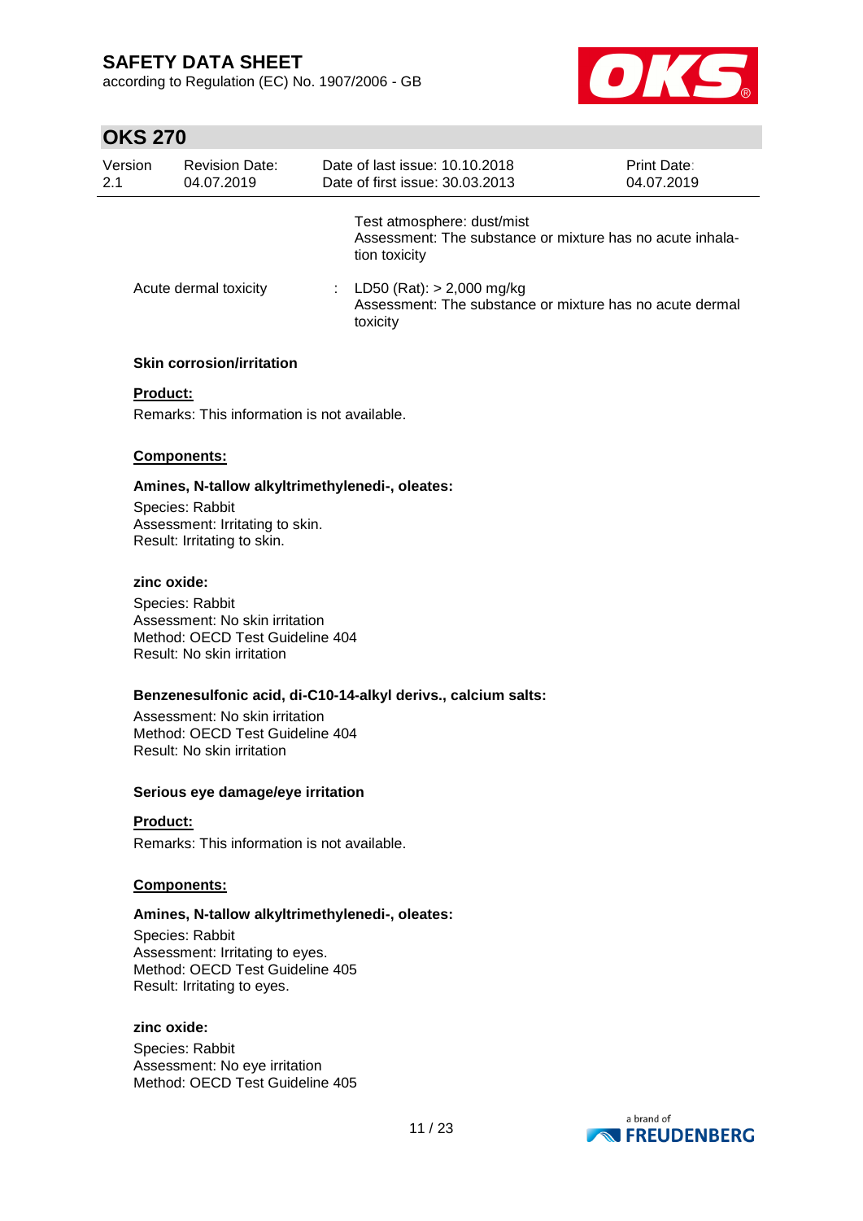Test atmosphere: dust/mist
Assessment: The substance or mixture has no acute inhalation toxicity

Acute dermal toxicity : LD50 (Rat): > 2,000 mg/kg
Assessment: The substance or mixture has no acute dermal toxicity

**Skin corrosion/irritation**

**Product:**

Remarks: This information is not available.

**Components:**

**Amines, N-tallow alkyltrimethylenedi-, oleates:**

Species: Rabbit
Assessment: Irritating to skin.
Result: Irritating to skin.

**zinc oxide:**

Species: Rabbit
Assessment: No skin irritation
Method: OECD Test Guideline 404
Result: No skin irritation

**Benzenesulfonic acid, di-C10-14-alkyl derivs., calcium salts:**

Assessment: No skin irritation
Method: OECD Test Guideline 404
Result: No skin irritation

**Serious eye damage/eye irritation**

**Product:**

Remarks: This information is not available.

**Components:**

**Amines, N-tallow alkyltrimethylenedi-, oleates:**

Species: Rabbit
Assessment: Irritating to eyes.
Method: OECD Test Guideline 405
Result: Irritating to eyes.

**zinc oxide:**

Species: Rabbit
Assessment: No eye irritation
Method: OECD Test Guideline 405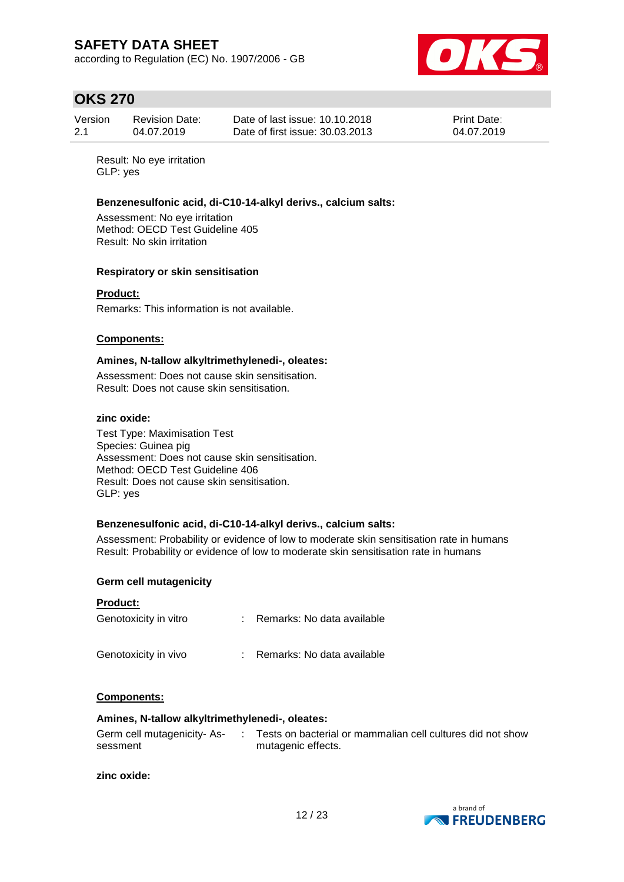Result: No eye irritation
GLP: yes

**Benzenesulfonic acid, di-C10-14-alkyl derivs., calcium salts:**

Assessment: No eye irritation
Method: OECD Test Guideline 405
Result: No skin irritation

**Respiratory or skin sensitisation**

**Product:**

Remarks: This information is not available.

**Components:**

**Amines, N-tallow alkyltrimethylenedi-, oleates:**

Assessment: Does not cause skin sensitisation.
Result: Does not cause skin sensitisation.

**zinc oxide:**

Test Type: Maximisation Test
Species: Guinea pig
Assessment: Does not cause skin sensitisation.
Method: OECD Test Guideline 406
Result: Does not cause skin sensitisation.
GLP: yes

**Benzenesulfonic acid, di-C10-14-alkyl derivs., calcium salts:**

Assessment: Probability or evidence of low to moderate skin sensitisation rate in humans
Result: Probability or evidence of low to moderate skin sensitisation rate in humans

**Germ cell mutagenicity**

**Product:**

| | | |
|---|---|---|
| Genotoxicity in vitro | : | Remarks: No data available |
| Genotoxicity in vivo | : | Remarks: No data available |

**Components:**

**Amines, N-tallow alkyltrimethylenedi-, oleates:**

| | | |
|---|---|---|
| Germ cell mutagenicity- Assessment | : | Tests on bacterial or mammalian cell cultures did not show mutagenic effects. |

**zinc oxide:**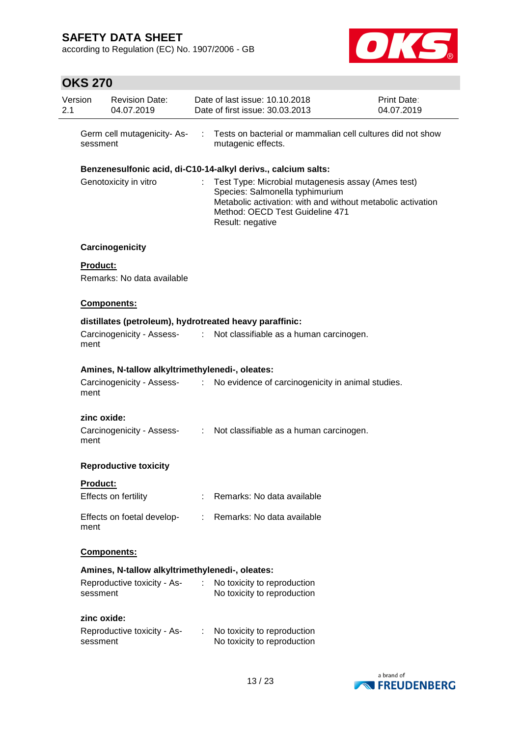Germ cell mutagenicity- Assessment : Tests on bacterial or mammalian cell cultures did not show mutagenic effects.

**Benzenesulfonic acid, di-C10-14-alkyl derivs., calcium salts:**

Genotoxicity in vitro : Test Type: Microbial mutagenesis assay (Ames test)
Species: Salmonella typhimurium
Metabolic activation: with and without metabolic activation
Method: OECD Test Guideline 471
Result: negative

**Carcinogenicity**

**Product:**

Remarks: No data available

**Components:**

**distillates (petroleum), hydrotreated heavy paraffinic:**

Carcinogenicity - Assessment : Not classifiable as a human carcinogen.

**Amines, N-tallow alkyltrimethylenedi-, oleates:**

Carcinogenicity - Assessment : No evidence of carcinogenicity in animal studies.

**zinc oxide:**

Carcinogenicity - Assessment : Not classifiable as a human carcinogen.

**Reproductive toxicity**

**Product:**

Effects on fertility : Remarks: No data available

Effects on foetal development : Remarks: No data available

**Components:**

**Amines, N-tallow alkyltrimethylenedi-, oleates:**

Reproductive toxicity - Assessment : No toxicity to reproduction
No toxicity to reproduction

**zinc oxide:**

Reproductive toxicity - Assessment : No toxicity to reproduction
No toxicity to reproduction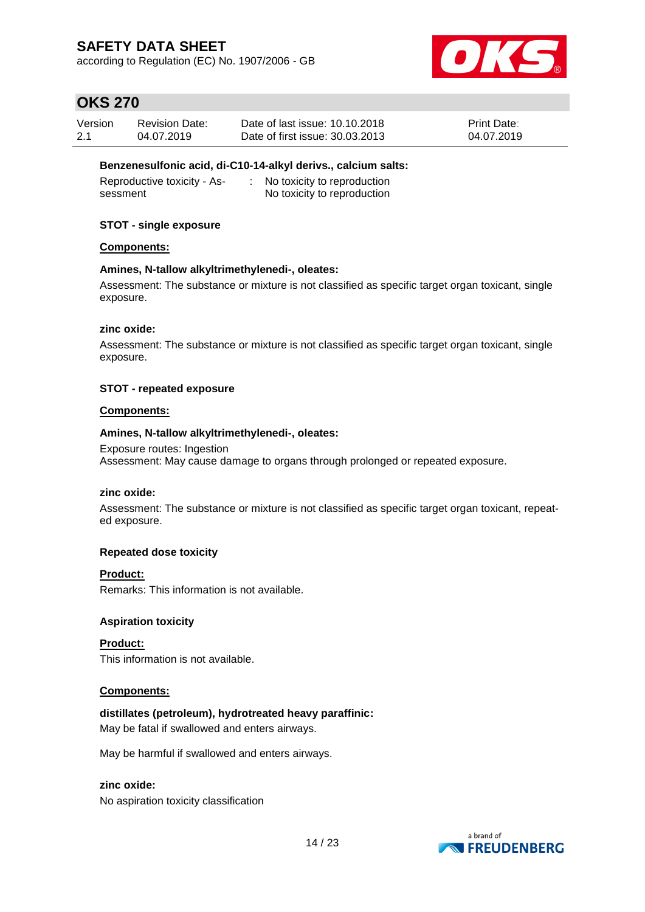**Benzenesulfonic acid, di-C10-14-alkyl derivs., calcium salts:**

| | | |
|---|---|---|
| Reproductive toxicity - Assessment | : | No toxicity to reproduction<br>No toxicity to reproduction |

**STOT - single exposure**

**Components:**

**Amines, N-tallow alkyltrimethylenedi-, oleates:**

Assessment: The substance or mixture is not classified as specific target organ toxicant, single exposure.

**zinc oxide:**

Assessment: The substance or mixture is not classified as specific target organ toxicant, single exposure.

**STOT - repeated exposure**

**Components:**

**Amines, N-tallow alkyltrimethylenedi-, oleates:**

Exposure routes: Ingestion
Assessment: May cause damage to organs through prolonged or repeated exposure.

**zinc oxide:**

Assessment: The substance or mixture is not classified as specific target organ toxicant, repeated exposure.

**Repeated dose toxicity**

**Product:**

Remarks: This information is not available.

**Aspiration toxicity**

**Product:**

This information is not available.

**Components:**

**distillates (petroleum), hydrotreated heavy paraffinic:**

May be fatal if swallowed and enters airways.

May be harmful if swallowed and enters airways.

**zinc oxide:**

No aspiration toxicity classification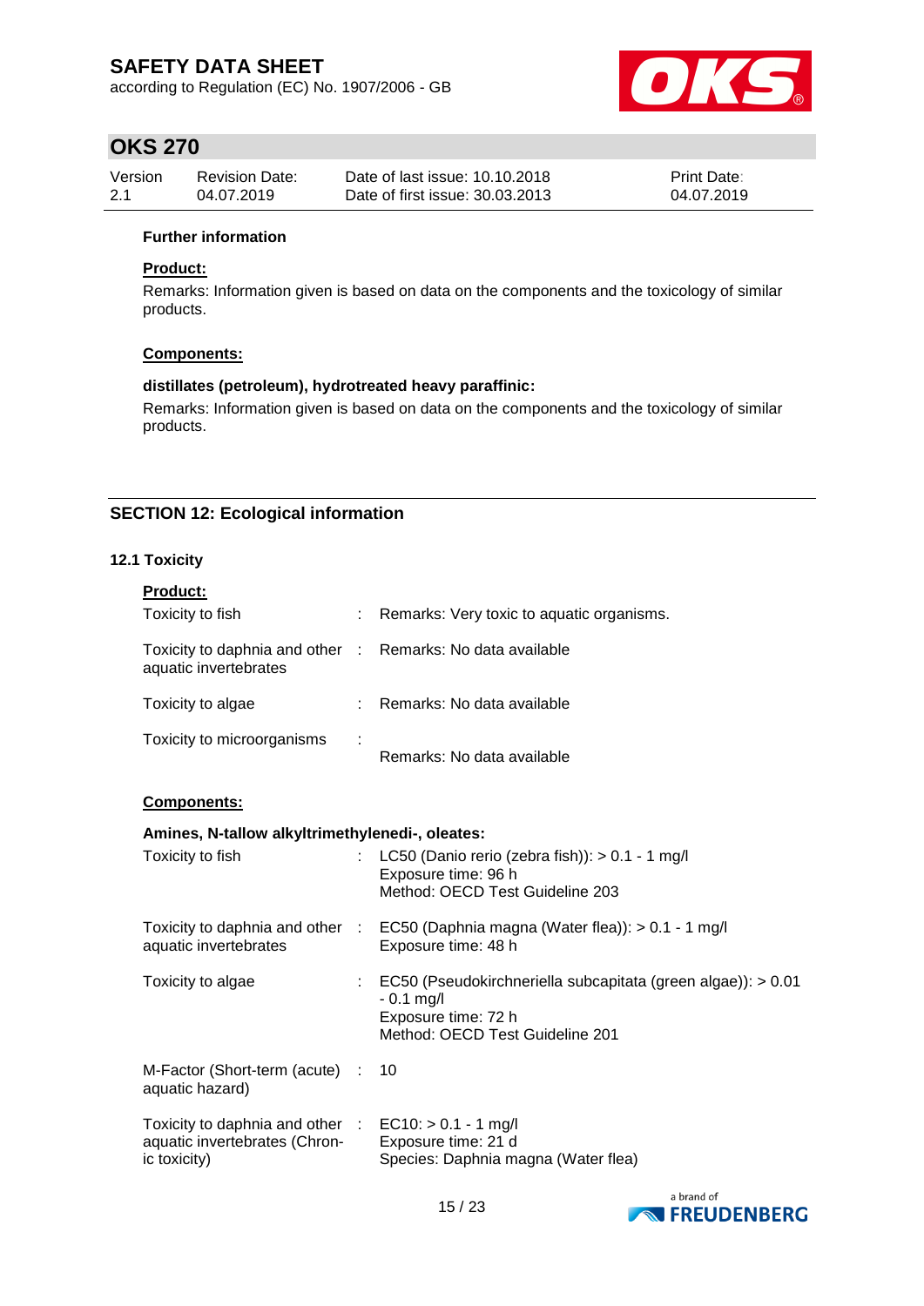**Further information**

**Product:**

Remarks: Information given is based on data on the components and the toxicology of similar products.

**Components:**

**distillates (petroleum), hydrotreated heavy paraffinic:**

Remarks: Information given is based on data on the components and the toxicology of similar products.

## SECTION 12: Ecological information

### 12.1 Toxicity

**Product:**

| | | |
|---|---|---|
| Toxicity to fish | : | Remarks: Very toxic to aquatic organisms. |
| Toxicity to daphnia and other aquatic invertebrates | : | Remarks: No data available |
| Toxicity to algae | : | Remarks: No data available |
| Toxicity to microorganisms | : | Remarks: No data available |

**Components:**

**Amines, N-tallow alkyltrimethylenedi-, oleates:**

| | | |
|---|---|---|
| Toxicity to fish | : | LC50 (Danio rerio (zebra fish)): > 0.1 - 1 mg/l<br>Exposure time: 96 h<br>Method: OECD Test Guideline 203 |
| Toxicity to daphnia and other aquatic invertebrates | : | EC50 (Daphnia magna (Water flea)): > 0.1 - 1 mg/l<br>Exposure time: 48 h |
| Toxicity to algae | : | EC50 (Pseudokirchneriella subcapitata (green algae)): > 0.01 - 0.1 mg/l<br>Exposure time: 72 h<br>Method: OECD Test Guideline 201 |
| M-Factor (Short-term (acute) aquatic hazard) | : | 10 |
| Toxicity to daphnia and other aquatic invertebrates (Chronic toxicity) | : | EC10: > 0.1 - 1 mg/l<br>Exposure time: 21 d<br>Species: Daphnia magna (Water flea) |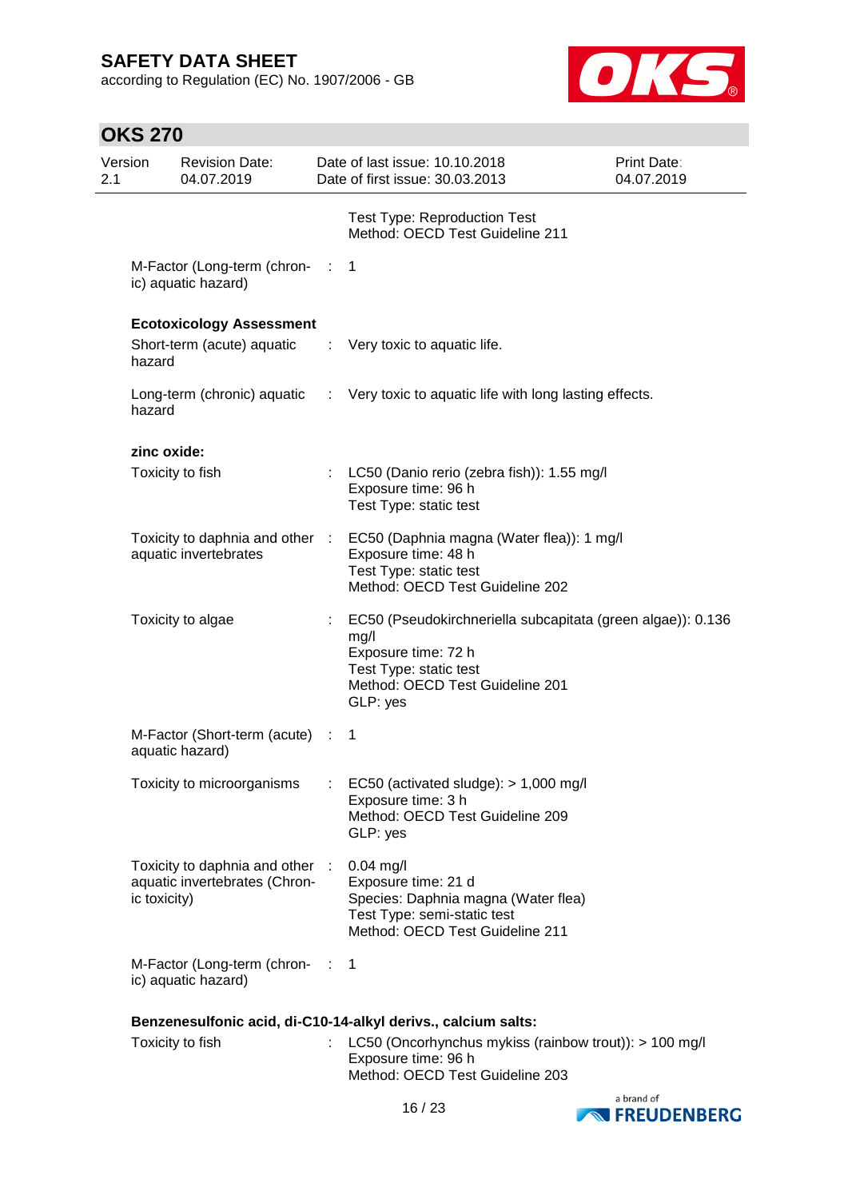| | | |
|---|---|---|
| | | Test Type: Reproduction Test<br>Method: OECD Test Guideline 211 |
| M-Factor (Long-term (chronic) aquatic hazard) | : | 1 |

**Ecotoxicology Assessment**

| | | |
|---|---|---|
| Short-term (acute) aquatic hazard | : | Very toxic to aquatic life. |
| Long-term (chronic) aquatic hazard | : | Very toxic to aquatic life with long lasting effects. |

**zinc oxide:**

| | | |
|---|---|---|
| Toxicity to fish | : | LC50 (Danio rerio (zebra fish)): 1.55 mg/l<br>Exposure time: 96 h<br>Test Type: static test |
| Toxicity to daphnia and other aquatic invertebrates | : | EC50 (Daphnia magna (Water flea)): 1 mg/l<br>Exposure time: 48 h<br>Test Type: static test<br>Method: OECD Test Guideline 202 |
| Toxicity to algae | : | EC50 (Pseudokirchneriella subcapitata (green algae)): 0.136 mg/l<br>Exposure time: 72 h<br>Test Type: static test<br>Method: OECD Test Guideline 201<br>GLP: yes |
| M-Factor (Short-term (acute) aquatic hazard) | : | 1 |
| Toxicity to microorganisms | : | EC50 (activated sludge): > 1,000 mg/l<br>Exposure time: 3 h<br>Method: OECD Test Guideline 209<br>GLP: yes |
| Toxicity to daphnia and other aquatic invertebrates (Chronic toxicity) | : | 0.04 mg/l<br>Exposure time: 21 d<br>Species: Daphnia magna (Water flea)<br>Test Type: semi-static test<br>Method: OECD Test Guideline 211 |
| M-Factor (Long-term (chronic) aquatic hazard) | : | 1 |

**Benzenesulfonic acid, di-C10-14-alkyl derivs., calcium salts:**

| | | |
|---|---|---|
| Toxicity to fish | : | LC50 (Oncorhynchus mykiss (rainbow trout)): > 100 mg/l<br>Exposure time: 96 h<br>Method: OECD Test Guideline 203 |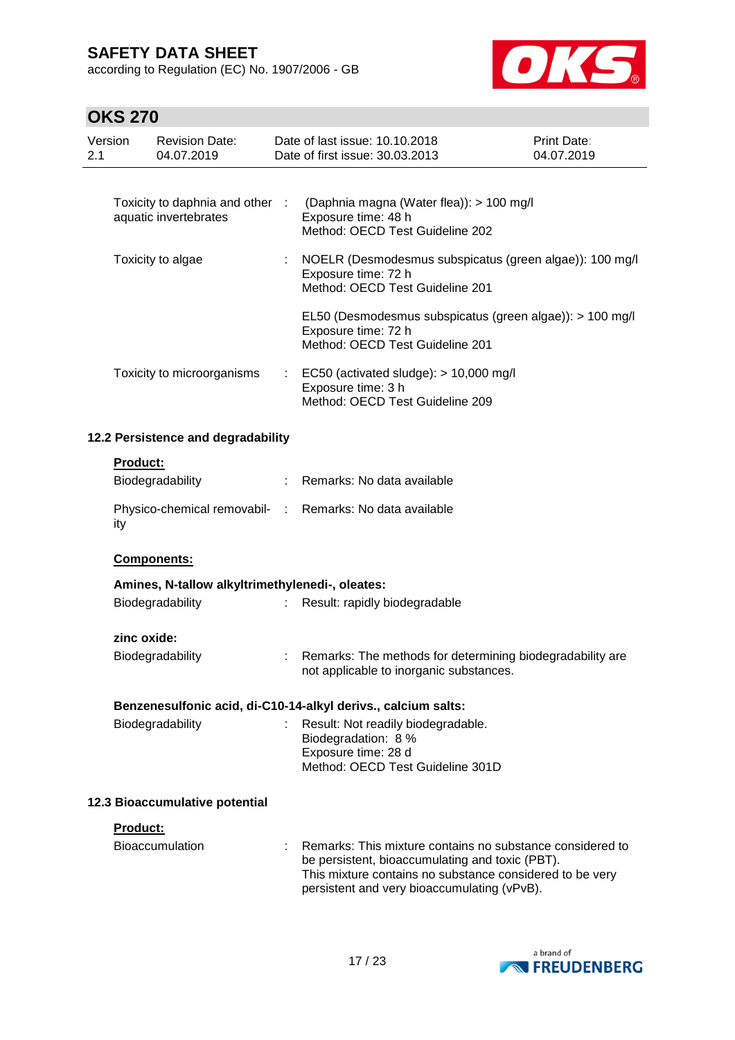| | | |
|---|---|---|
| Toxicity to daphnia and other aquatic invertebrates | : | (Daphnia magna (Water flea)): > 100 mg/l<br>Exposure time: 48 h<br>Method: OECD Test Guideline 202 |
| Toxicity to algae | : | NOELR (Desmodesmus subspicatus (green algae)): 100 mg/l<br>Exposure time: 72 h<br>Method: OECD Test Guideline 201 |
| | | EL50 (Desmodesmus subspicatus (green algae)): > 100 mg/l<br>Exposure time: 72 h<br>Method: OECD Test Guideline 201 |
| Toxicity to microorganisms | : | EC50 (activated sludge): > 10,000 mg/l<br>Exposure time: 3 h<br>Method: OECD Test Guideline 209 |

### 12.2 Persistence and degradability

**Product:**

| | | |
|---|---|---|
| Biodegradability | : | Remarks: No data available |
| Physico-chemical removability | : | Remarks: No data available |

**Components:**

**Amines, N-tallow alkyltrimethylenedi-, oleates:**

| | | |
|---|---|---|
| Biodegradability | : | Result: rapidly biodegradable |

**zinc oxide:**

| | | |
|---|---|---|
| Biodegradability | : | Remarks: The methods for determining biodegradability are not applicable to inorganic substances. |

**Benzenesulfonic acid, di-C10-14-alkyl derivs., calcium salts:**

| | | |
|---|---|---|
| Biodegradability | : | Result: Not readily biodegradable.<br>Biodegradation: 8 %<br>Exposure time: 28 d<br>Method: OECD Test Guideline 301D |

### 12.3 Bioaccumulative potential

**Product:**

| | | |
|---|---|---|
| Bioaccumulation | : | Remarks: This mixture contains no substance considered to be persistent, bioaccumulating and toxic (PBT).<br>This mixture contains no substance considered to be very persistent and very bioaccumulating (vPvB). |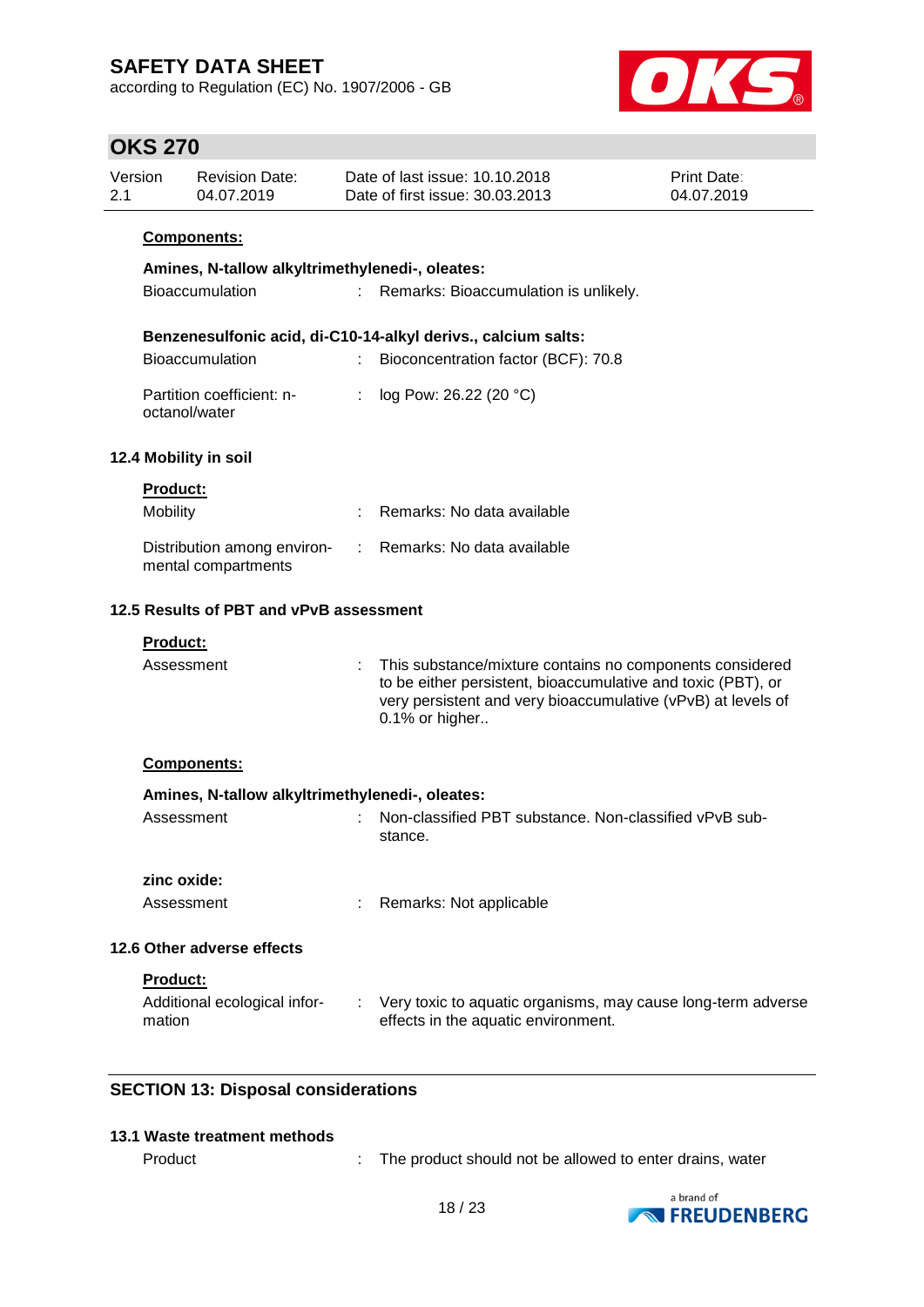**Components:**

**Amines, N-tallow alkyltrimethylenedi-, oleates:**

| | | |
|---|---|---|
| Bioaccumulation | : | Remarks: Bioaccumulation is unlikely. |

**Benzenesulfonic acid, di-C10-14-alkyl derivs., calcium salts:**

| | | |
|---|---|---|
| Bioaccumulation | : | Bioconcentration factor (BCF): 70.8 |
| Partition coefficient: n-octanol/water | : | log Pow: 26.22 (20 °C) |

### 12.4 Mobility in soil

**Product:**

| | | |
|---|---|---|
| Mobility | : | Remarks: No data available |
| Distribution among environmental compartments | : | Remarks: No data available |

### 12.5 Results of PBT and vPvB assessment

**Product:**

| | | |
|---|---|---|
| Assessment | : | This substance/mixture contains no components considered to be either persistent, bioaccumulative and toxic (PBT), or very persistent and very bioaccumulative (vPvB) at levels of 0.1% or higher.. |

**Components:**

**Amines, N-tallow alkyltrimethylenedi-, oleates:**

| | | |
|---|---|---|
| Assessment | : | Non-classified PBT substance. Non-classified vPvB substance. |

**zinc oxide:**

| | | |
|---|---|---|
| Assessment | : | Remarks: Not applicable |

### 12.6 Other adverse effects

**Product:**

| | | |
|---|---|---|
| Additional ecological information | : | Very toxic to aquatic organisms, may cause long-term adverse effects in the aquatic environment. |

## SECTION 13: Disposal considerations

### 13.1 Waste treatment methods

| | | |
|---|---|---|
| Product | : | The product should not be allowed to enter drains, water |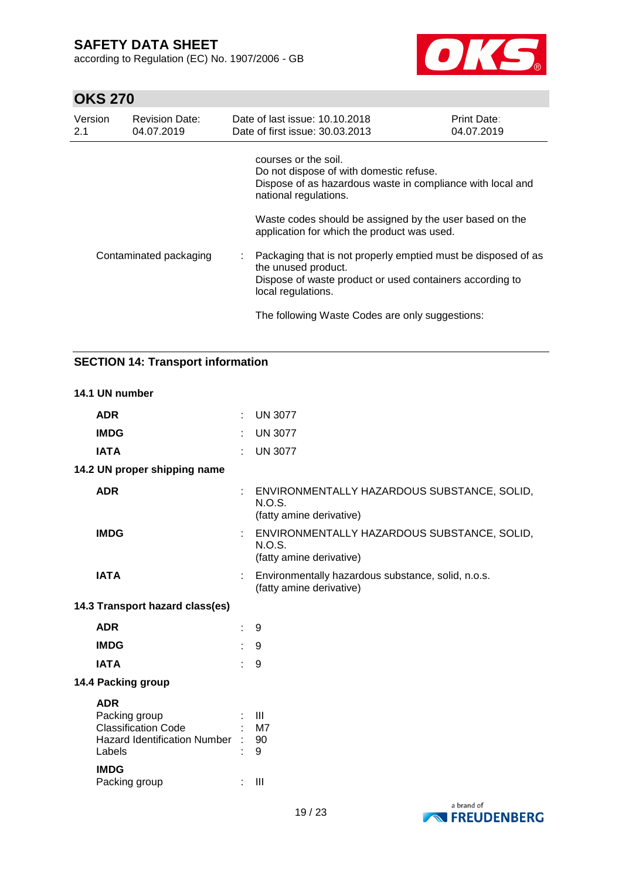courses or the soil.
Do not dispose of with domestic refuse.
Dispose of as hazardous waste in compliance with local and national regulations.

Waste codes should be assigned by the user based on the application for which the product was used.

Contaminated packaging : Packaging that is not properly emptied must be disposed of as the unused product.
Dispose of waste product or used containers according to local regulations.

The following Waste Codes are only suggestions:

## SECTION 14: Transport information

### 14.1 UN number

**ADR** : UN 3077

**IMDG** : UN 3077

**IATA** : UN 3077

### 14.2 UN proper shipping name

**ADR** : ENVIRONMENTALLY HAZARDOUS SUBSTANCE, SOLID, N.O.S.
(fatty amine derivative)

**IMDG** : ENVIRONMENTALLY HAZARDOUS SUBSTANCE, SOLID, N.O.S.
(fatty amine derivative)

**IATA** : Environmentally hazardous substance, solid, n.o.s.
(fatty amine derivative)

### 14.3 Transport hazard class(es)

**ADR** : 9

**IMDG** : 9

**IATA** : 9

### 14.4 Packing group

**ADR**
Packing group : III
Classification Code : M7
Hazard Identification Number : 90
Labels : 9

**IMDG**
Packing group : III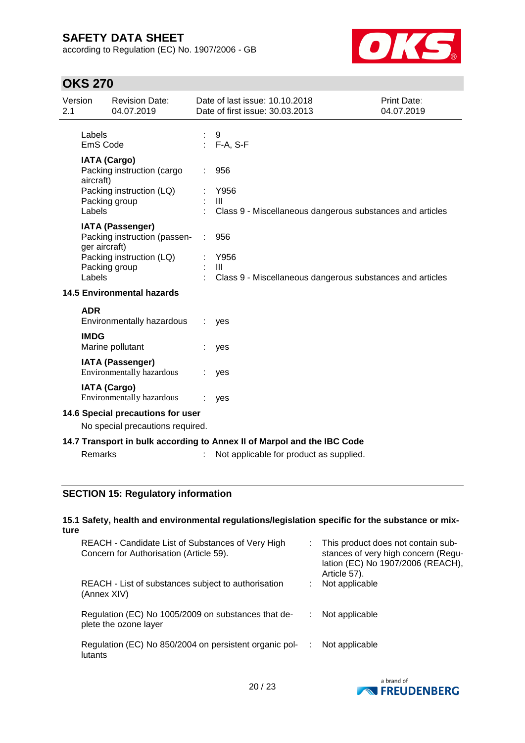| | | |
|---|---|---|
| Labels | : | 9 |
| EmS Code | : | F-A, S-F |

**IATA (Cargo)**

| | | |
|---|---|---|
| Packing instruction (cargo aircraft) | : | 956 |
| Packing instruction (LQ) | : | Y956 |
| Packing group | : | III |
| Labels | : | Class 9 - Miscellaneous dangerous substances and articles |

**IATA (Passenger)**

| | | |
|---|---|---|
| Packing instruction (passenger aircraft) | : | 956 |
| Packing instruction (LQ) | : | Y956 |
| Packing group | : | III |
| Labels | : | Class 9 - Miscellaneous dangerous substances and articles |

### 14.5 Environmental hazards

**ADR**

Environmentally hazardous : yes

**IMDG**

Marine pollutant : yes

**IATA (Passenger)**

Environmentally hazardous : yes

**IATA (Cargo)**

Environmentally hazardous : yes

### 14.6 Special precautions for user

No special precautions required.

### 14.7 Transport in bulk according to Annex II of Marpol and the IBC Code

Remarks : Not applicable for product as supplied.

## SECTION 15: Regulatory information

### 15.1 Safety, health and environmental regulations/legislation specific for the substance or mixture

| | | |
|---|---|---|
| REACH - Candidate List of Substances of Very High Concern for Authorisation (Article 59). | : | This product does not contain substances of very high concern (Regulation (EC) No 1907/2006 (REACH), Article 57). |
| REACH - List of substances subject to authorisation (Annex XIV) | : | Not applicable |
| Regulation (EC) No 1005/2009 on substances that deplete the ozone layer | : | Not applicable |
| Regulation (EC) No 850/2004 on persistent organic pollutants | : | Not applicable |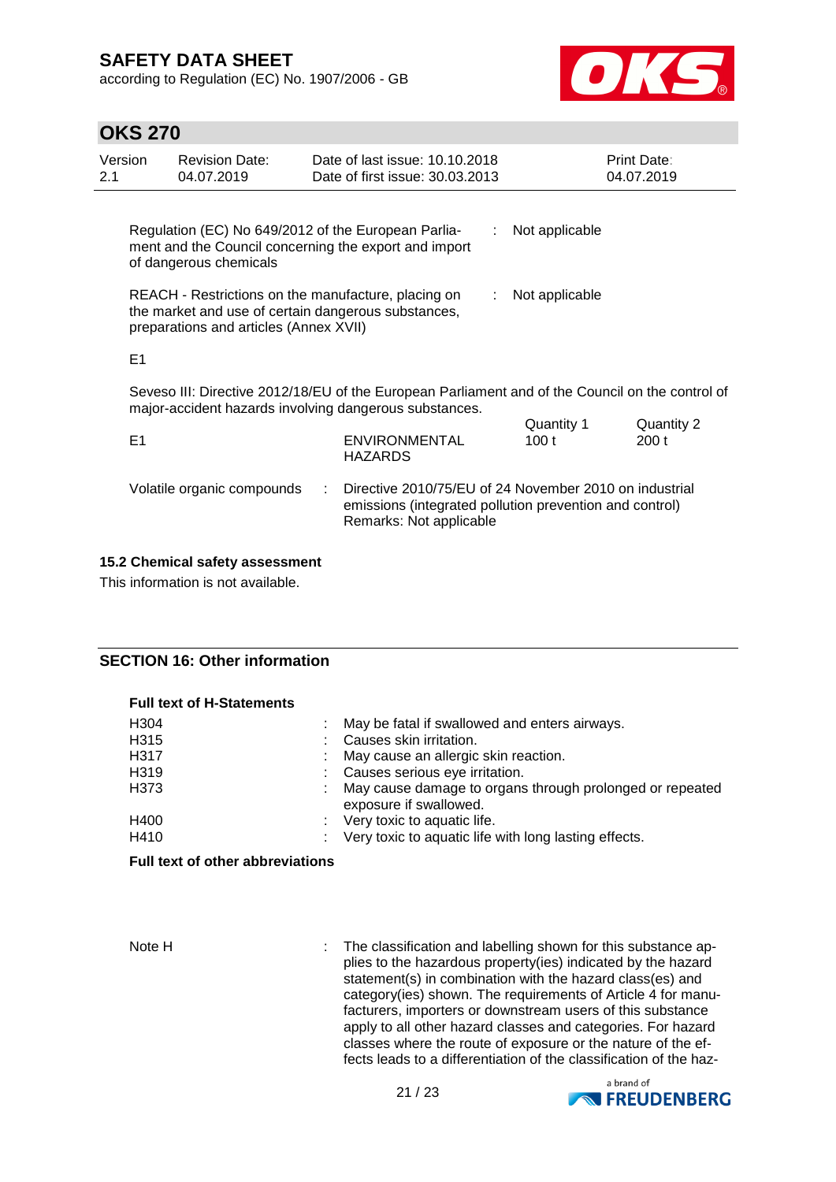Regulation (EC) No 649/2012 of the European Parliament and the Council concerning the export and import of dangerous chemicals : Not applicable

REACH - Restrictions on the manufacture, placing on the market and use of certain dangerous substances, preparations and articles (Annex XVII) : Not applicable

E1

Seveso III: Directive 2012/18/EU of the European Parliament and of the Council on the control of major-accident hazards involving dangerous substances.

| | | Quantity 1 | Quantity 2 |
|---|---|---|---|
| E1 | ENVIRONMENTAL HAZARDS | 100 t | 200 t |

Volatile organic compounds : Directive 2010/75/EU of 24 November 2010 on industrial emissions (integrated pollution prevention and control)
Remarks: Not applicable

### 15.2 Chemical safety assessment

This information is not available.

## SECTION 16: Other information

**Full text of H-Statements**

| | |
|---|---|
| H304 | : May be fatal if swallowed and enters airways. |
| H315 | : Causes skin irritation. |
| H317 | : May cause an allergic skin reaction. |
| H319 | : Causes serious eye irritation. |
| H373 | : May cause damage to organs through prolonged or repeated exposure if swallowed. |
| H400 | : Very toxic to aquatic life. |
| H410 | : Very toxic to aquatic life with long lasting effects. |

**Full text of other abbreviations**

Note H : The classification and labelling shown for this substance applies to the hazardous property(ies) indicated by the hazard statement(s) in combination with the hazard class(es) and category(ies) shown. The requirements of Article 4 for manufacturers, importers or downstream users of this substance apply to all other hazard classes and categories. For hazard classes where the route of exposure or the nature of the effects leads to a differentiation of the classification of the haz-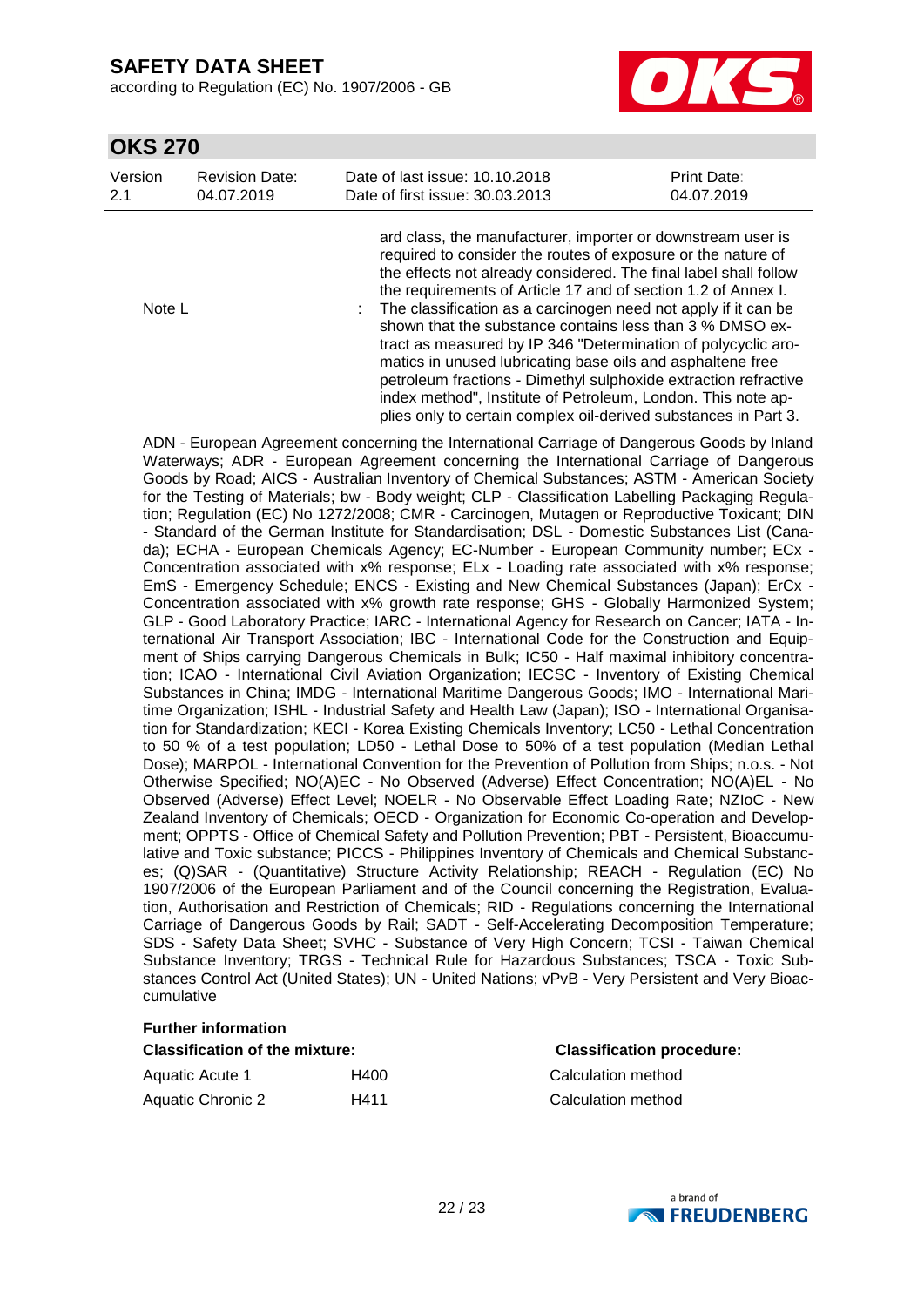ard class, the manufacturer, importer or downstream user is required to consider the routes of exposure or the nature of the effects not already considered. The final label shall follow the requirements of Article 17 and of section 1.2 of Annex I.

Note L : The classification as a carcinogen need not apply if it can be shown that the substance contains less than 3 % DMSO extract as measured by IP 346 "Determination of polycyclic aromatics in unused lubricating base oils and asphaltene free petroleum fractions - Dimethyl sulphoxide extraction refractive index method", Institute of Petroleum, London. This note applies only to certain complex oil-derived substances in Part 3.

ADN - European Agreement concerning the International Carriage of Dangerous Goods by Inland Waterways; ADR - European Agreement concerning the International Carriage of Dangerous Goods by Road; AICS - Australian Inventory of Chemical Substances; ASTM - American Society for the Testing of Materials; bw - Body weight; CLP - Classification Labelling Packaging Regulation; Regulation (EC) No 1272/2008; CMR - Carcinogen, Mutagen or Reproductive Toxicant; DIN - Standard of the German Institute for Standardisation; DSL - Domestic Substances List (Canada); ECHA - European Chemicals Agency; EC-Number - European Community number; ECx - Concentration associated with x% response; ELx - Loading rate associated with x% response; EmS - Emergency Schedule; ENCS - Existing and New Chemical Substances (Japan); ErCx - Concentration associated with x% growth rate response; GHS - Globally Harmonized System; GLP - Good Laboratory Practice; IARC - International Agency for Research on Cancer; IATA - International Air Transport Association; IBC - International Code for the Construction and Equipment of Ships carrying Dangerous Chemicals in Bulk; IC50 - Half maximal inhibitory concentration; ICAO - International Civil Aviation Organization; IECSC - Inventory of Existing Chemical Substances in China; IMDG - International Maritime Dangerous Goods; IMO - International Maritime Organization; ISHL - Industrial Safety and Health Law (Japan); ISO - International Organisation for Standardization; KECI - Korea Existing Chemicals Inventory; LC50 - Lethal Concentration to 50 % of a test population; LD50 - Lethal Dose to 50% of a test population (Median Lethal Dose); MARPOL - International Convention for the Prevention of Pollution from Ships; n.o.s. - Not Otherwise Specified; NO(A)EC - No Observed (Adverse) Effect Concentration; NO(A)EL - No Observed (Adverse) Effect Level; NOELR - No Observable Effect Loading Rate; NZIoC - New Zealand Inventory of Chemicals; OECD - Organization for Economic Co-operation and Development; OPPTS - Office of Chemical Safety and Pollution Prevention; PBT - Persistent, Bioaccumulative and Toxic substance; PICCS - Philippines Inventory of Chemicals and Chemical Substances; (Q)SAR - (Quantitative) Structure Activity Relationship; REACH - Regulation (EC) No 1907/2006 of the European Parliament and of the Council concerning the Registration, Evaluation, Authorisation and Restriction of Chemicals; RID - Regulations concerning the International Carriage of Dangerous Goods by Rail; SADT - Self-Accelerating Decomposition Temperature; SDS - Safety Data Sheet; SVHC - Substance of Very High Concern; TCSI - Taiwan Chemical Substance Inventory; TRGS - Technical Rule for Hazardous Substances; TSCA - Toxic Substances Control Act (United States); UN - United Nations; vPvB - Very Persistent and Very Bioaccumulative

**Further information**

| **Classification of the mixture:** | | **Classification procedure:** |
|---|---|---|
| Aquatic Acute 1 | H400 | Calculation method |
| Aquatic Chronic 2 | H411 | Calculation method |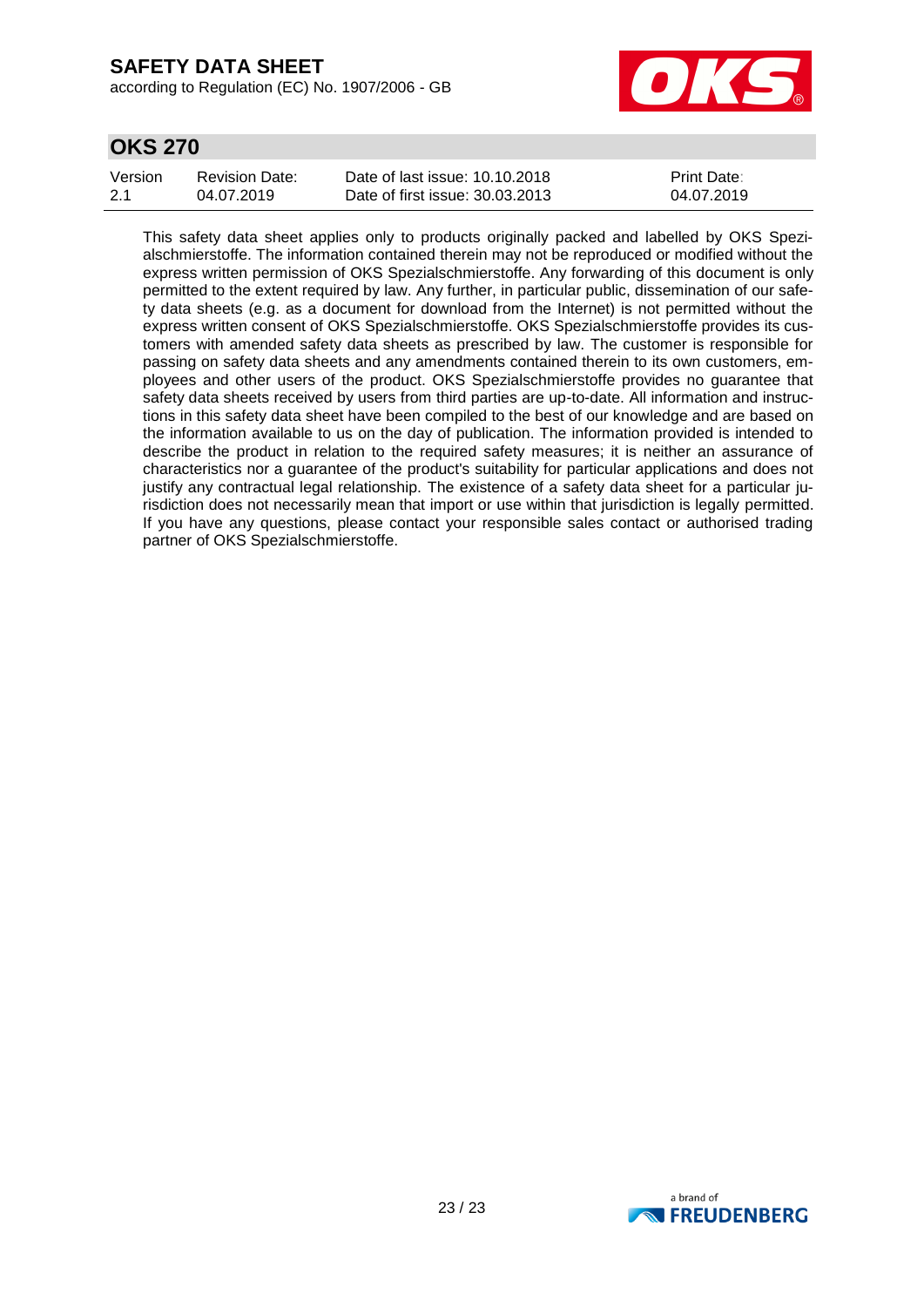This safety data sheet applies only to products originally packed and labelled by OKS Spezialschmierstoffe. The information contained therein may not be reproduced or modified without the express written permission of OKS Spezialschmierstoffe. Any forwarding of this document is only permitted to the extent required by law. Any further, in particular public, dissemination of our safety data sheets (e.g. as a document for download from the Internet) is not permitted without the express written consent of OKS Spezialschmierstoffe. OKS Spezialschmierstoffe provides its customers with amended safety data sheets as prescribed by law. The customer is responsible for passing on safety data sheets and any amendments contained therein to its own customers, employees and other users of the product. OKS Spezialschmierstoffe provides no guarantee that safety data sheets received by users from third parties are up-to-date. All information and instructions in this safety data sheet have been compiled to the best of our knowledge and are based on the information available to us on the day of publication. The information provided is intended to describe the product in relation to the required safety measures; it is neither an assurance of characteristics nor a guarantee of the product's suitability for particular applications and does not justify any contractual legal relationship. The existence of a safety data sheet for a particular jurisdiction does not necessarily mean that import or use within that jurisdiction is legally permitted. If you have any questions, please contact your responsible sales contact or authorised trading partner of OKS Spezialschmierstoffe.